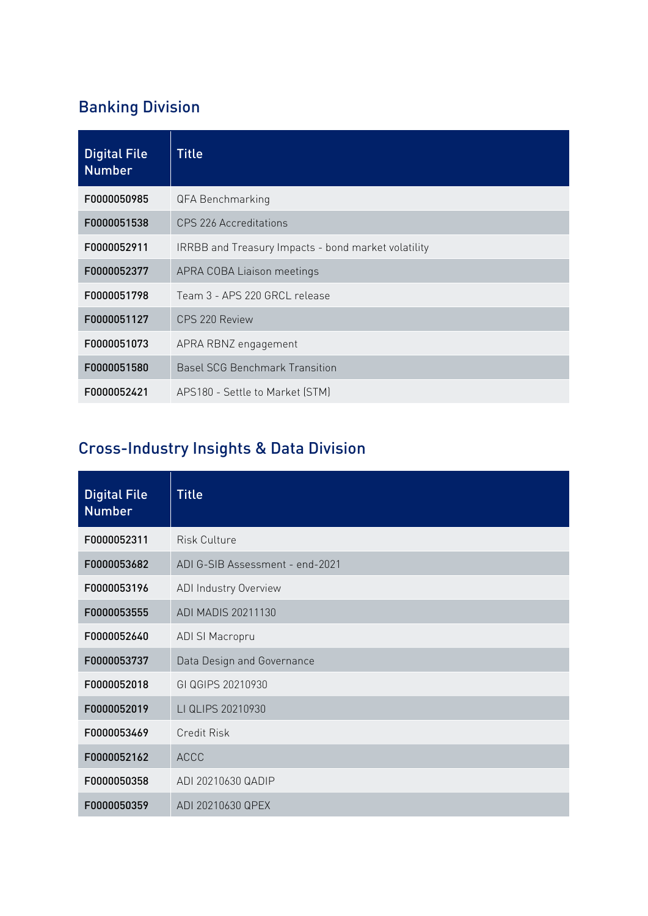## Banking Division

| Digital File Number | Title |
|---|---|
| F0000050985 | QFA Benchmarking |
| F0000051538 | CPS 226 Accreditations |
| F0000052911 | IRRBB and Treasury Impacts - bond market volatility |
| F0000052377 | APRA COBA Liaison meetings |
| F0000051798 | Team 3 - APS 220 GRCL release |
| F0000051127 | CPS 220 Review |
| F0000051073 | APRA RBNZ engagement |
| F0000051580 | Basel SCG Benchmark Transition |
| F0000052421 | APS180 - Settle to Market (STM) |

## Cross-Industry Insights & Data Division

| Digital File Number | Title |
|---|---|
| F0000052311 | Risk Culture |
| F0000053682 | ADI G-SIB Assessment - end-2021 |
| F0000053196 | ADI Industry Overview |
| F0000053555 | ADI MADIS 20211130 |
| F0000052640 | ADI SI Macropru |
| F0000053737 | Data Design and Governance |
| F0000052018 | GI QGIPS 20210930 |
| F0000052019 | LI QLIPS 20210930 |
| F0000053469 | Credit Risk |
| F0000052162 | ACCC |
| F0000050358 | ADI 20210630 QADIP |
| F0000050359 | ADI 20210630 QPEX |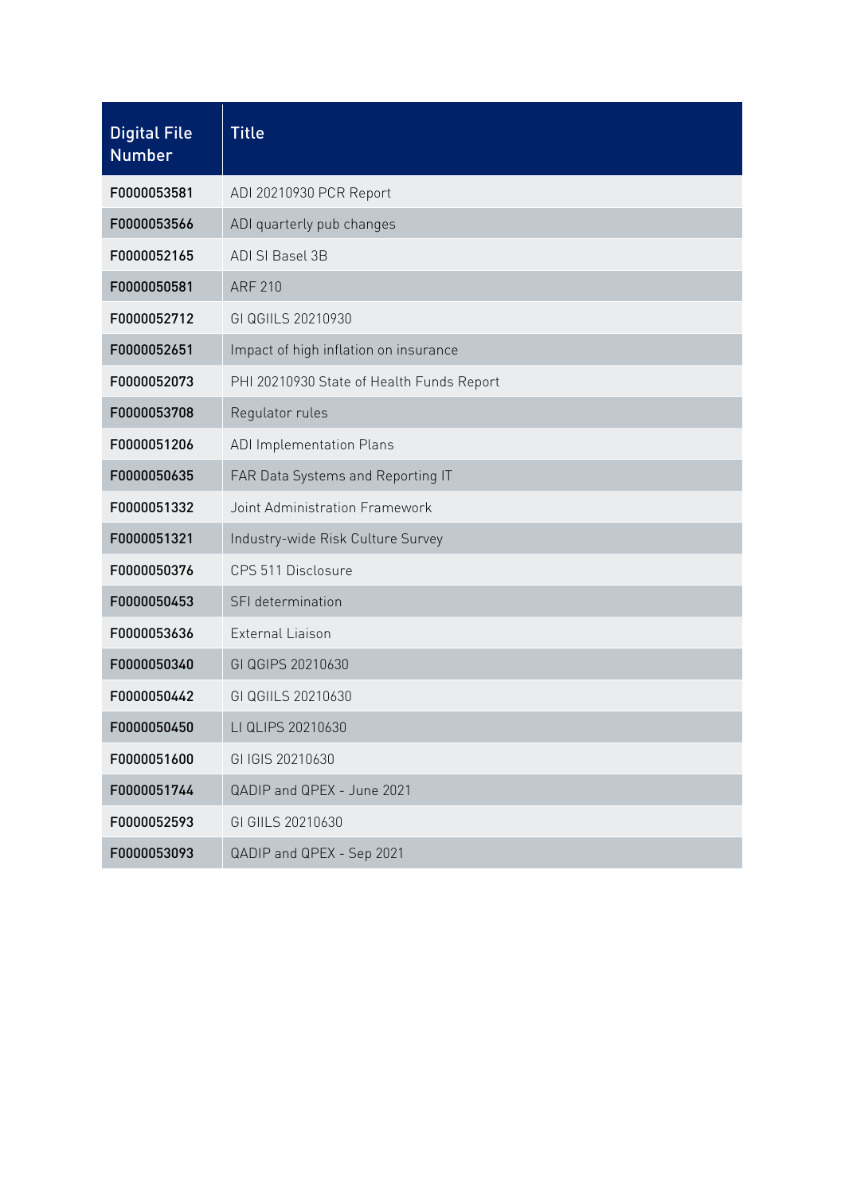| Digital File Number | Title |
| --- | --- |
| F0000053581 | ADI 20210930 PCR Report |
| F0000053566 | ADI quarterly pub changes |
| F0000052165 | ADI SI Basel 3B |
| F0000050581 | ARF 210 |
| F0000052712 | GI QGIILS 20210930 |
| F0000052651 | Impact of high inflation on insurance |
| F0000052073 | PHI 20210930 State of Health Funds Report |
| F0000053708 | Regulator rules |
| F0000051206 | ADI Implementation Plans |
| F0000050635 | FAR Data Systems and Reporting IT |
| F0000051332 | Joint Administration Framework |
| F0000051321 | Industry-wide Risk Culture Survey |
| F0000050376 | CPS 511 Disclosure |
| F0000050453 | SFI determination |
| F0000053636 | External Liaison |
| F0000050340 | GI QGIPS 20210630 |
| F0000050442 | GI QGIILS 20210630 |
| F0000050450 | LI QLIPS 20210630 |
| F0000051600 | GI IGIS 20210630 |
| F0000051744 | QADIP and QPEX - June 2021 |
| F0000052593 | GI GIILS 20210630 |
| F0000053093 | QADIP and QPEX - Sep 2021 |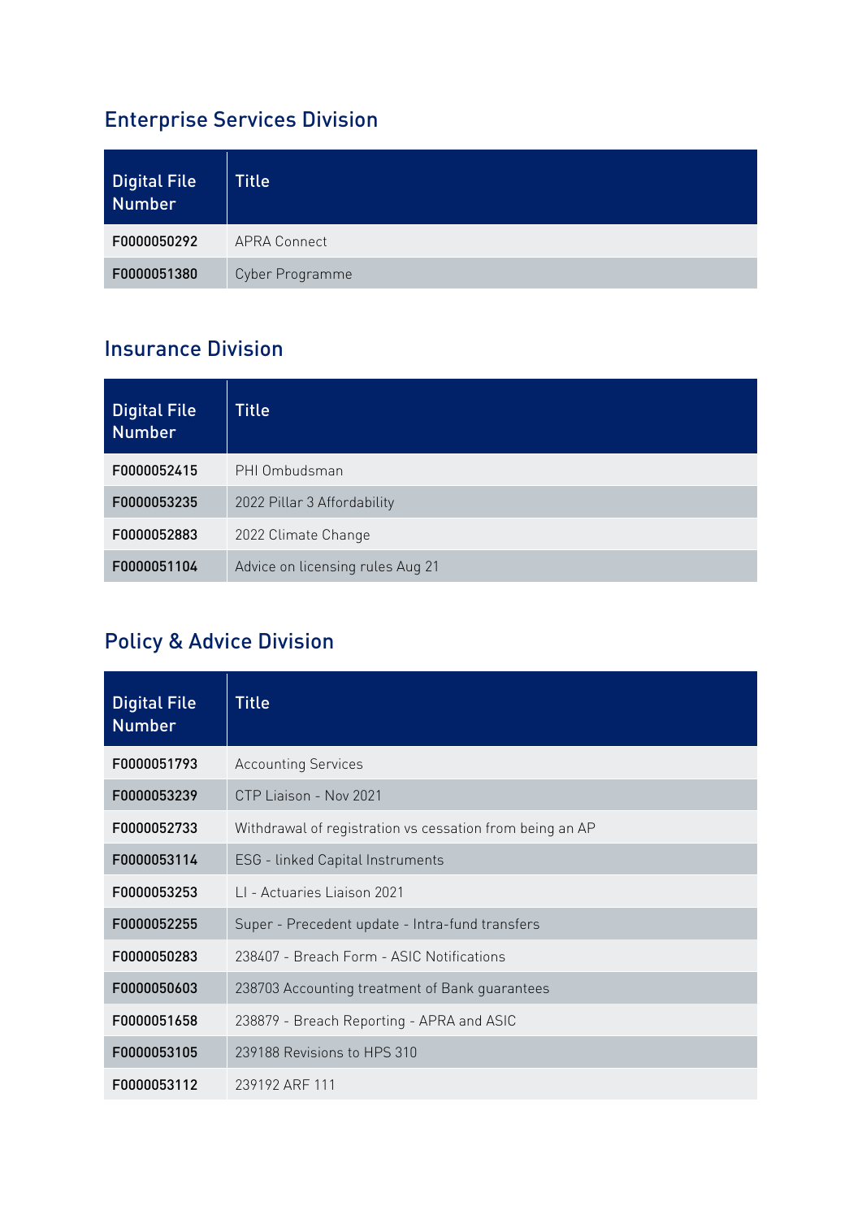## Enterprise Services Division

| Digital File Number | Title |
| --- | --- |
| F0000050292 | APRA Connect |
| F0000051380 | Cyber Programme |

## Insurance Division

| Digital File Number | Title |
| --- | --- |
| F0000052415 | PHI Ombudsman |
| F0000053235 | 2022 Pillar 3 Affordability |
| F0000052883 | 2022 Climate Change |
| F0000051104 | Advice on licensing rules Aug 21 |

## Policy & Advice Division

| Digital File Number | Title |
| --- | --- |
| F0000051793 | Accounting Services |
| F0000053239 | CTP Liaison - Nov 2021 |
| F0000052733 | Withdrawal of registration vs cessation from being an AP |
| F0000053114 | ESG - linked Capital Instruments |
| F0000053253 | LI - Actuaries Liaison 2021 |
| F0000052255 | Super - Precedent update - Intra-fund transfers |
| F0000050283 | 238407 - Breach Form - ASIC Notifications |
| F0000050603 | 238703 Accounting treatment of Bank guarantees |
| F0000051658 | 238879 - Breach Reporting - APRA and ASIC |
| F0000053105 | 239188 Revisions to HPS 310 |
| F0000053112 | 239192 ARF 111 |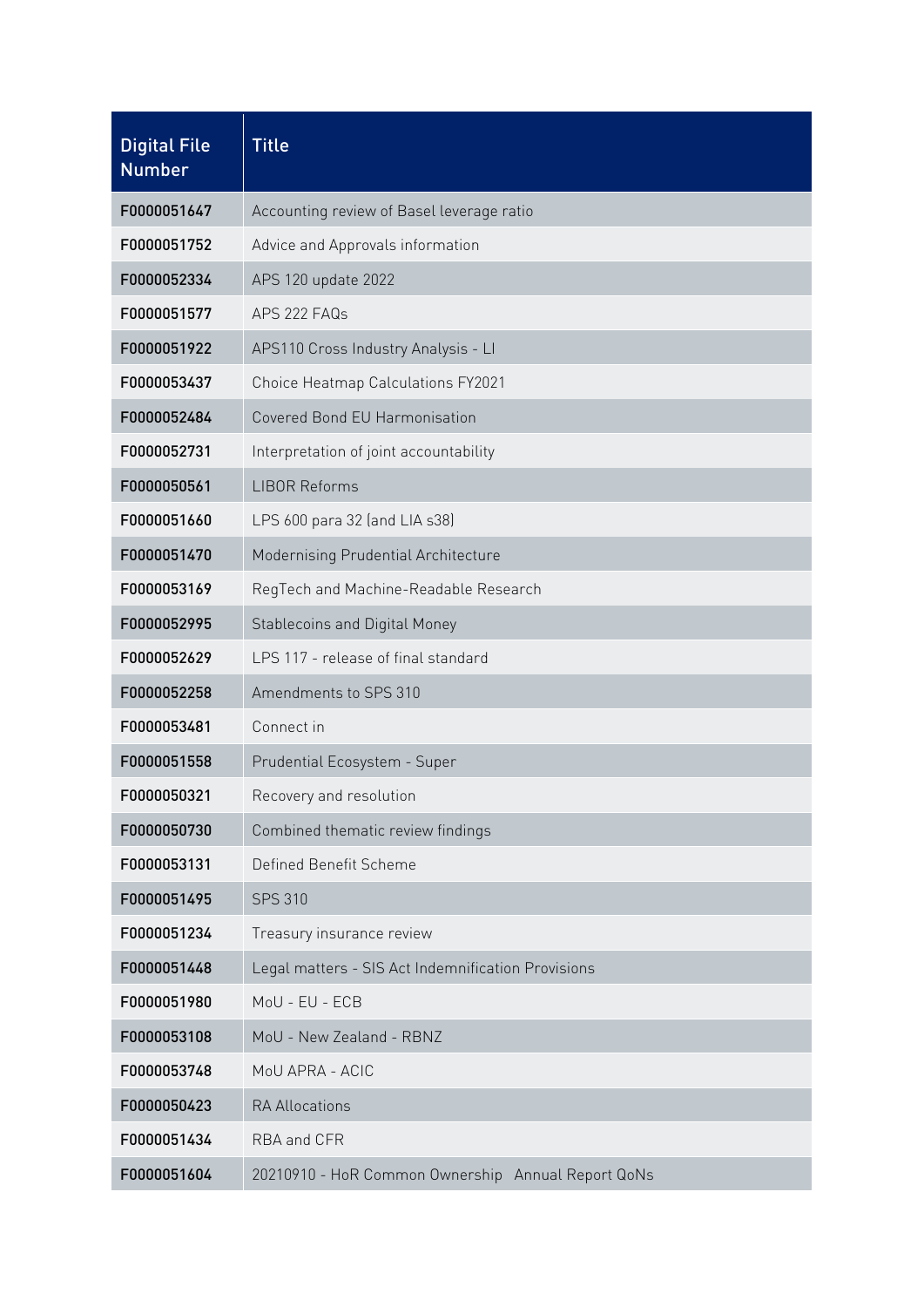| Digital File Number | Title |
|---|---|
| F0000051647 | Accounting review of Basel leverage ratio |
| F0000051752 | Advice and Approvals information |
| F0000052334 | APS 120 update 2022 |
| F0000051577 | APS 222 FAQs |
| F0000051922 | APS110 Cross Industry Analysis - LI |
| F0000053437 | Choice Heatmap Calculations FY2021 |
| F0000052484 | Covered Bond EU Harmonisation |
| F0000052731 | Interpretation of joint accountability |
| F0000050561 | LIBOR Reforms |
| F0000051660 | LPS 600 para 32 (and LIA s38) |
| F0000051470 | Modernising Prudential Architecture |
| F0000053169 | RegTech and Machine-Readable Research |
| F0000052995 | Stablecoins and Digital Money |
| F0000052629 | LPS 117 - release of final standard |
| F0000052258 | Amendments to SPS 310 |
| F0000053481 | Connect in |
| F0000051558 | Prudential Ecosystem - Super |
| F0000050321 | Recovery and resolution |
| F0000050730 | Combined thematic review findings |
| F0000053131 | Defined Benefit Scheme |
| F0000051495 | SPS 310 |
| F0000051234 | Treasury insurance review |
| F0000051448 | Legal matters - SIS Act Indemnification Provisions |
| F0000051980 | MoU - EU - ECB |
| F0000053108 | MoU - New Zealand - RBNZ |
| F0000053748 | MoU APRA - ACIC |
| F0000050423 | RA Allocations |
| F0000051434 | RBA and CFR |
| F0000051604 | 20210910 - HoR Common Ownership Annual Report QoNs |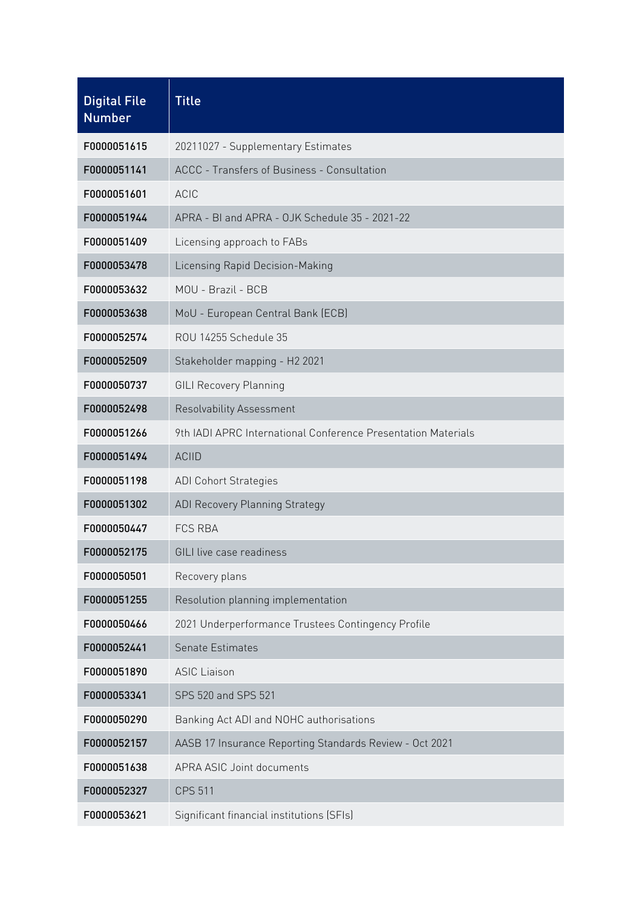| Digital File Number | Title |
| --- | --- |
| F0000051615 | 20211027 - Supplementary Estimates |
| F0000051141 | ACCC - Transfers of Business - Consultation |
| F0000051601 | ACIC |
| F0000051944 | APRA - BI and APRA - OJK Schedule 35 - 2021-22 |
| F0000051409 | Licensing approach to FABs |
| F0000053478 | Licensing Rapid Decision-Making |
| F0000053632 | MOU - Brazil - BCB |
| F0000053638 | MoU - European Central Bank (ECB) |
| F0000052574 | ROU 14255 Schedule 35 |
| F0000052509 | Stakeholder mapping - H2 2021 |
| F0000050737 | GILI Recovery Planning |
| F0000052498 | Resolvability Assessment |
| F0000051266 | 9th IADI APRC International Conference Presentation Materials |
| F0000051494 | ACIID |
| F0000051198 | ADI Cohort Strategies |
| F0000051302 | ADI Recovery Planning Strategy |
| F0000050447 | FCS RBA |
| F0000052175 | GILI live case readiness |
| F0000050501 | Recovery plans |
| F0000051255 | Resolution planning implementation |
| F0000050466 | 2021 Underperformance Trustees Contingency Profile |
| F0000052441 | Senate Estimates |
| F0000051890 | ASIC Liaison |
| F0000053341 | SPS 520 and SPS 521 |
| F0000050290 | Banking Act ADI and NOHC authorisations |
| F0000052157 | AASB 17 Insurance Reporting Standards Review - Oct 2021 |
| F0000051638 | APRA ASIC Joint documents |
| F0000052327 | CPS 511 |
| F0000053621 | Significant financial institutions (SFIs) |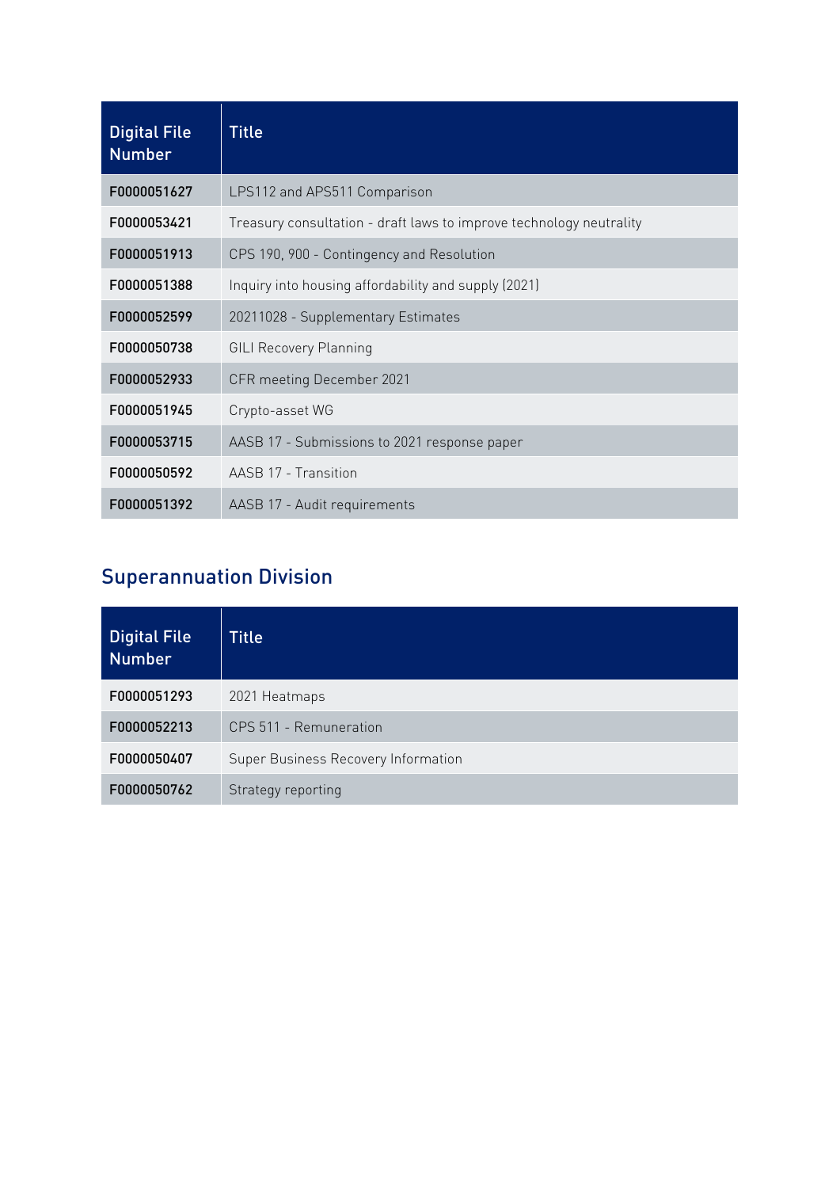| Digital File Number | Title |
| --- | --- |
| F0000051627 | LPS112 and APS511 Comparison |
| F0000053421 | Treasury consultation - draft laws to improve technology neutrality |
| F0000051913 | CPS 190, 900 - Contingency and Resolution |
| F0000051388 | Inquiry into housing affordability and supply (2021) |
| F0000052599 | 20211028 - Supplementary Estimates |
| F0000050738 | GILI Recovery Planning |
| F0000052933 | CFR meeting December 2021 |
| F0000051945 | Crypto-asset WG |
| F0000053715 | AASB 17 - Submissions to 2021 response paper |
| F0000050592 | AASB 17 - Transition |
| F0000051392 | AASB 17 - Audit requirements |

## Superannuation Division

| Digital File Number | Title |
| --- | --- |
| F0000051293 | 2021 Heatmaps |
| F0000052213 | CPS 511 - Remuneration |
| F0000050407 | Super Business Recovery Information |
| F0000050762 | Strategy reporting |